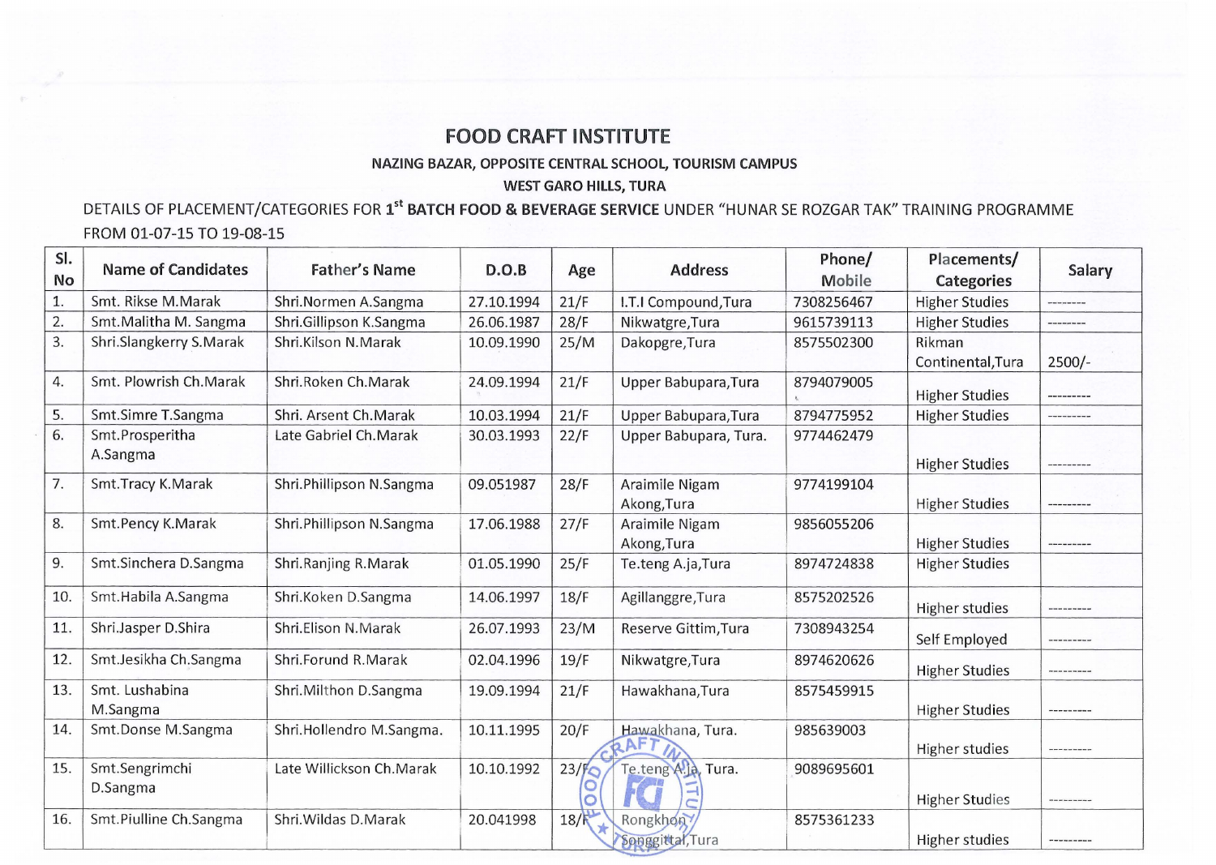# FOOD CRAFT INSTITUTE

### NAZING BAZAR, OPPOSITE CENTRAL SCHOOL, TOURISM CAMPUS

### WEST GARO HILLS, TURA

DETAILS OF PLACEMENT/CATEGORIES FOR 1st **BATCH FOOD & BEVERAGE SERVICE** UNDER "HUNAR SE ROZGAR TAK" TRAINING PROGRAMME FROM 01-07-15 TO 19-08-15

| Sl. No | Name of Candidates | Father's Name | D.O.B | Age | Address | Phone/ Mobile | Placements/ Categories | Salary |
|---|---|---|---|---|---|---|---|---|
| 1. | Smt. Rikse M.Marak | Shri.Normen A.Sangma | 27.10.1994 | 21/F | I.T.I Compound,Tura | 7308256467 | Higher Studies | -------- |
| 2. | Smt.Malitha M. Sangma | Shri.Gillipson K.Sangma | 26.06.1987 | 28/F | Nikwatgre,Tura | 9615739113 | Higher Studies | -------- |
| 3. | Shri.Slangkerry S.Marak | Shri.Kilson N.Marak | 10.09.1990 | 25/M | Dakopgre,Tura | 8575502300 | Rikman Continental,Tura | 2500/- |
| 4. | Smt. Plowrish Ch.Marak | Shri.Roken Ch.Marak | 24.09.1994 | 21/F | Upper Babupara,Tura | 8794079005 | Higher Studies | --------- |
| 5. | Smt.Simre T.Sangma | Shri. Arsent Ch.Marak | 10.03.1994 | 21/F | Upper Babupara,Tura | 8794775952 | Higher Studies | --------- |
| 6. | Smt.Prosperitha A.Sangma | Late Gabriel Ch.Marak | 30.03.1993 | 22/F | Upper Babupara, Tura. | 9774462479 | Higher Studies | --------- |
| 7. | Smt.Tracy K.Marak | Shri.Phillipson N.Sangma | 09.051987 | 28/F | Araimile Nigam Akong,Tura | 9774199104 | Higher Studies | --------- |
| 8. | Smt.Pency K.Marak | Shri.Phillipson N.Sangma | 17.06.1988 | 27/F | Araimile Nigam Akong,Tura | 9856055206 | Higher Studies | --------- |
| 9. | Smt.Sinchera D.Sangma | Shri.Ranjing R.Marak | 01.05.1990 | 25/F | Te.teng A.ja,Tura | 8974724838 | Higher Studies | |
| 10. | Smt.Habila A.Sangma | Shri.Koken D.Sangma | 14.06.1997 | 18/F | Agillanggre,Tura | 8575202526 | Higher studies | --------- |
| 11. | Shri.Jasper D.Shira | Shri.Elison N.Marak | 26.07.1993 | 23/M | Reserve Gittim,Tura | 7308943254 | Self Employed | --------- |
| 12. | Smt.Jesikha Ch.Sangma | Shri.Forund R.Marak | 02.04.1996 | 19/F | Nikwatgre,Tura | 8974620626 | Higher Studies | --------- |
| 13. | Smt. Lushabina M.Sangma | Shri.Milthon D.Sangma | 19.09.1994 | 21/F | Hawakhana,Tura | 8575459915 | Higher Studies | --------- |
| 14. | Smt.Donse M.Sangma | Shri.Hollendro M.Sangma. | 10.11.1995 | 20/F | Hawakhana, Tura. | 985639003 | Higher studies | --------- |
| 15. | Smt.Sengrimchi D.Sangma | Late Willickson Ch.Marak | 10.10.1992 | 23/F | Te.teng A.ja, Tura. | 9089695601 | Higher Studies | --------- |
| 16. | Smt.Piulline Ch.Sangma | Shri.Wildas D.Marak | 20.041998 | 18/F | Rongkhon Songgittal,Tura | 8575361233 | Higher studies | --------- |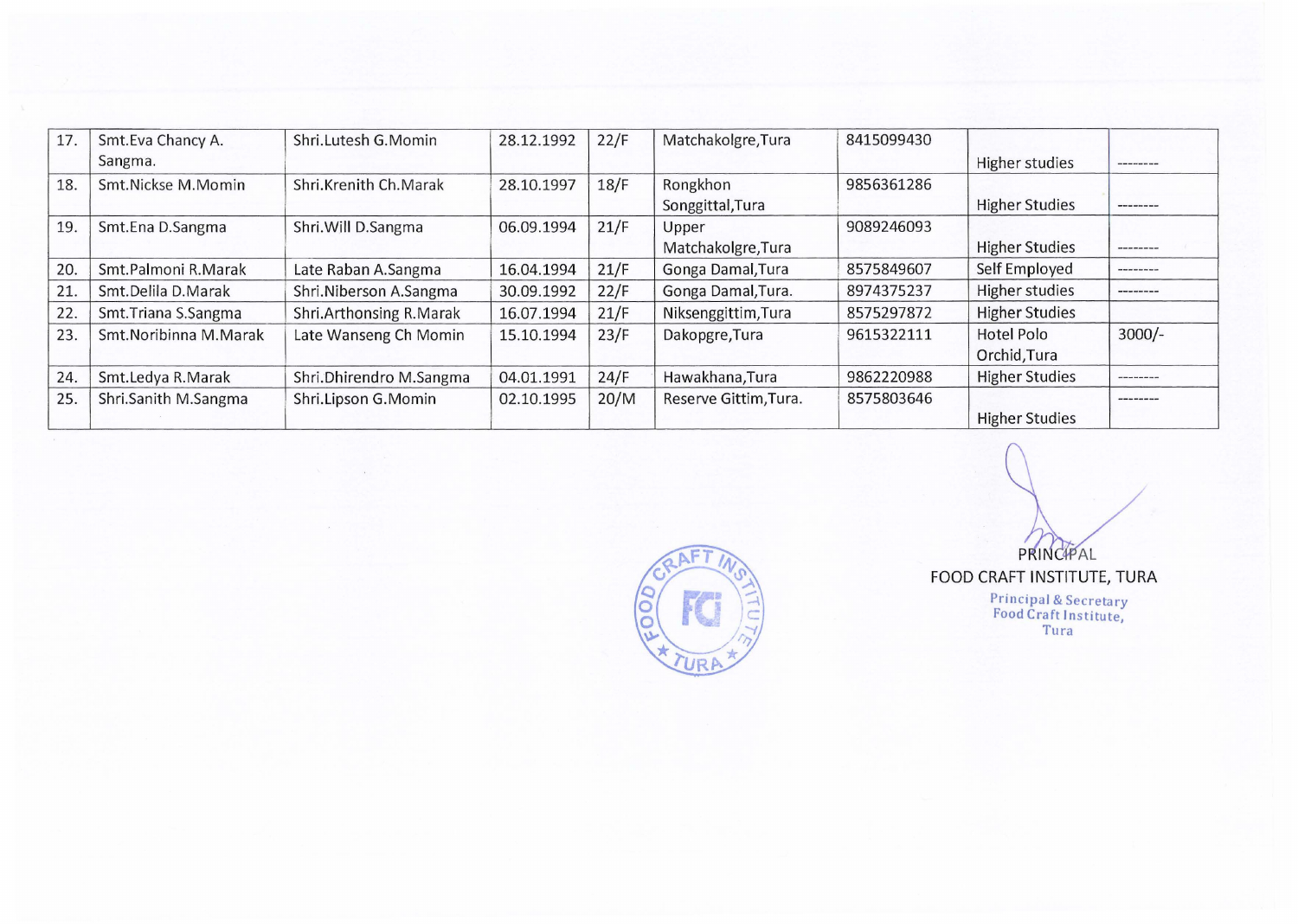| | | | | | | | | |
|---|---|---|---|---|---|---|---|---|
| 17. | Smt.Eva Chancy A. Sangma. | Shri.Lutesh G.Momin | 28.12.1992 | 22/F | Matchakolgre,Tura | 8415099430 | Higher studies | -------- |
| 18. | Smt.Nickse M.Momin | Shri.Krenith Ch.Marak | 28.10.1997 | 18/F | Rongkhon Songgittal,Tura | 9856361286 | Higher Studies | -------- |
| 19. | Smt.Ena D.Sangma | Shri.Will D.Sangma | 06.09.1994 | 21/F | Upper Matchakolgre,Tura | 9089246093 | Higher Studies | -------- |
| 20. | Smt.Palmoni R.Marak | Late Raban A.Sangma | 16.04.1994 | 21/F | Gonga Damal,Tura | 8575849607 | Self Employed | -------- |
| 21. | Smt.Delila D.Marak | Shri.Niberson A.Sangma | 30.09.1992 | 22/F | Gonga Damal,Tura. | 8974375237 | Higher studies | -------- |
| 22. | Smt.Triana S.Sangma | Shri.Arthonsing R.Marak | 16.07.1994 | 21/F | Niksenggittim,Tura | 8575297872 | Higher Studies | |
| 23. | Smt.Noribinna M.Marak | Late Wanseng Ch Momin | 15.10.1994 | 23/F | Dakopgre,Tura | 9615322111 | Hotel Polo Orchid,Tura | 3000/- |
| 24. | Smt.Ledya R.Marak | Shri.Dhirendro M.Sangma | 04.01.1991 | 24/F | Hawakhana,Tura | 9862220988 | Higher Studies | -------- |
| 25. | Shri.Sanith M.Sangma | Shri.Lipson G.Momin | 02.10.1995 | 20/M | Reserve Gittim,Tura. | 8575803646 | Higher Studies | -------- |

PRINCIPAL
FOOD CRAFT INSTITUTE, TURA
Principal & Secretary
Food Craft Institute,
Tura